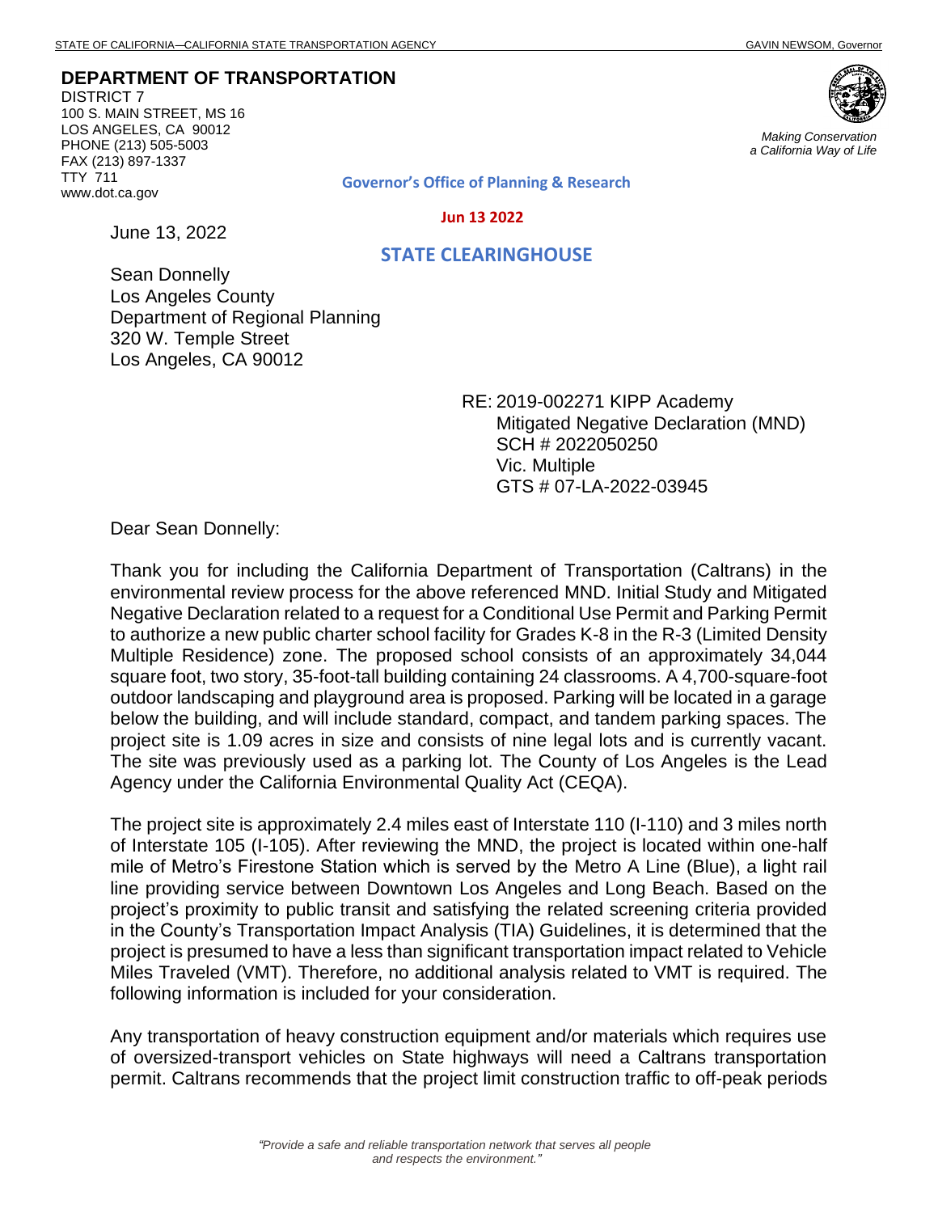STATE OF CALIFORNIA—CALIFORNIA STATE TRANSPORTATION AGENCY GAVIN NEWSOM, Governor

**DEPARTMENT OF TRANSPORTATION**
DISTRICT 7
100 S. MAIN STREET, MS 16
LOS ANGELES, CA 90012
PHONE (213) 505-5003
FAX (213) 897-1337
TTY 711
www.dot.ca.gov

*Making Conservation a California Way of Life*

**Governor's Office of Planning & Research**

**Jun 13 2022**

**STATE CLEARINGHOUSE**

June 13, 2022

Sean Donnelly
Los Angeles County
Department of Regional Planning
320 W. Temple Street
Los Angeles, CA 90012

RE: 2019-002271 KIPP Academy
Mitigated Negative Declaration (MND)
SCH # 2022050250
Vic. Multiple
GTS # 07-LA-2022-03945

Dear Sean Donnelly:

Thank you for including the California Department of Transportation (Caltrans) in the environmental review process for the above referenced MND. Initial Study and Mitigated Negative Declaration related to a request for a Conditional Use Permit and Parking Permit to authorize a new public charter school facility for Grades K-8 in the R-3 (Limited Density Multiple Residence) zone. The proposed school consists of an approximately 34,044 square foot, two story, 35-foot-tall building containing 24 classrooms. A 4,700-square-foot outdoor landscaping and playground area is proposed. Parking will be located in a garage below the building, and will include standard, compact, and tandem parking spaces. The project site is 1.09 acres in size and consists of nine legal lots and is currently vacant. The site was previously used as a parking lot. The County of Los Angeles is the Lead Agency under the California Environmental Quality Act (CEQA).

The project site is approximately 2.4 miles east of Interstate 110 (I-110) and 3 miles north of Interstate 105 (I-105). After reviewing the MND, the project is located within one-half mile of Metro's Firestone Station which is served by the Metro A Line (Blue), a light rail line providing service between Downtown Los Angeles and Long Beach. Based on the project's proximity to public transit and satisfying the related screening criteria provided in the County's Transportation Impact Analysis (TIA) Guidelines, it is determined that the project is presumed to have a less than significant transportation impact related to Vehicle Miles Traveled (VMT). Therefore, no additional analysis related to VMT is required. The following information is included for your consideration.

Any transportation of heavy construction equipment and/or materials which requires use of oversized-transport vehicles on State highways will need a Caltrans transportation permit. Caltrans recommends that the project limit construction traffic to off-peak periods

*"Provide a safe and reliable transportation network that serves all people and respects the environment."*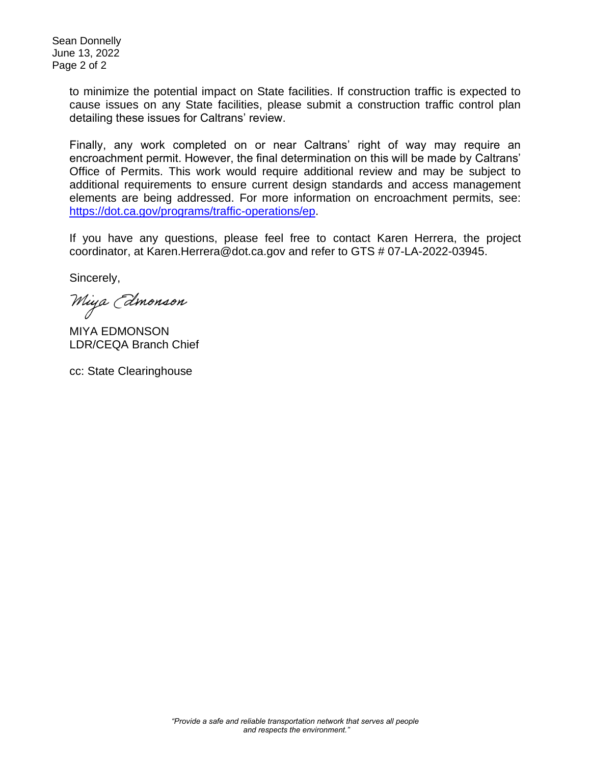to minimize the potential impact on State facilities. If construction traffic is expected to cause issues on any State facilities, please submit a construction traffic control plan detailing these issues for Caltrans' review.

Finally, any work completed on or near Caltrans' right of way may require an encroachment permit. However, the final determination on this will be made by Caltrans' Office of Permits. This work would require additional review and may be subject to additional requirements to ensure current design standards and access management elements are being addressed. For more information on encroachment permits, see: [https://dot.ca.gov/programs/traffic-operations/ep](https://dot.ca.gov/programs/traffic-operations/ep).

If you have any questions, please feel free to contact Karen Herrera, the project coordinator, at Karen.Herrera@dot.ca.gov and refer to GTS # 07-LA-2022-03945.

Sincerely,

*Miya Edmonson*

MIYA EDMONSON
LDR/CEQA Branch Chief

cc: State Clearinghouse

*"Provide a safe and reliable transportation network that serves all people and respects the environment."*